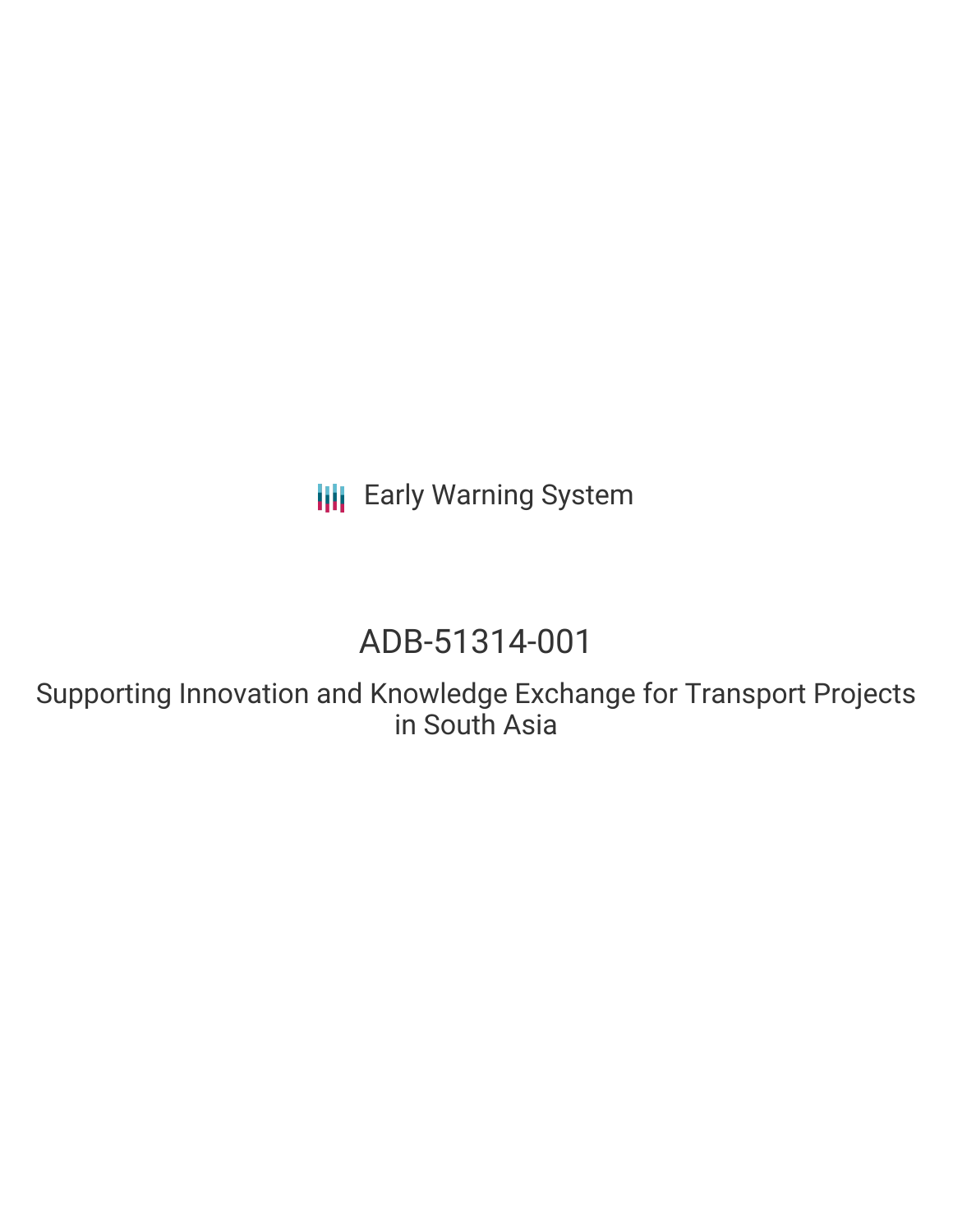Early Warning System

# ADB-51314-001

## Supporting Innovation and Knowledge Exchange for Transport Projects in South Asia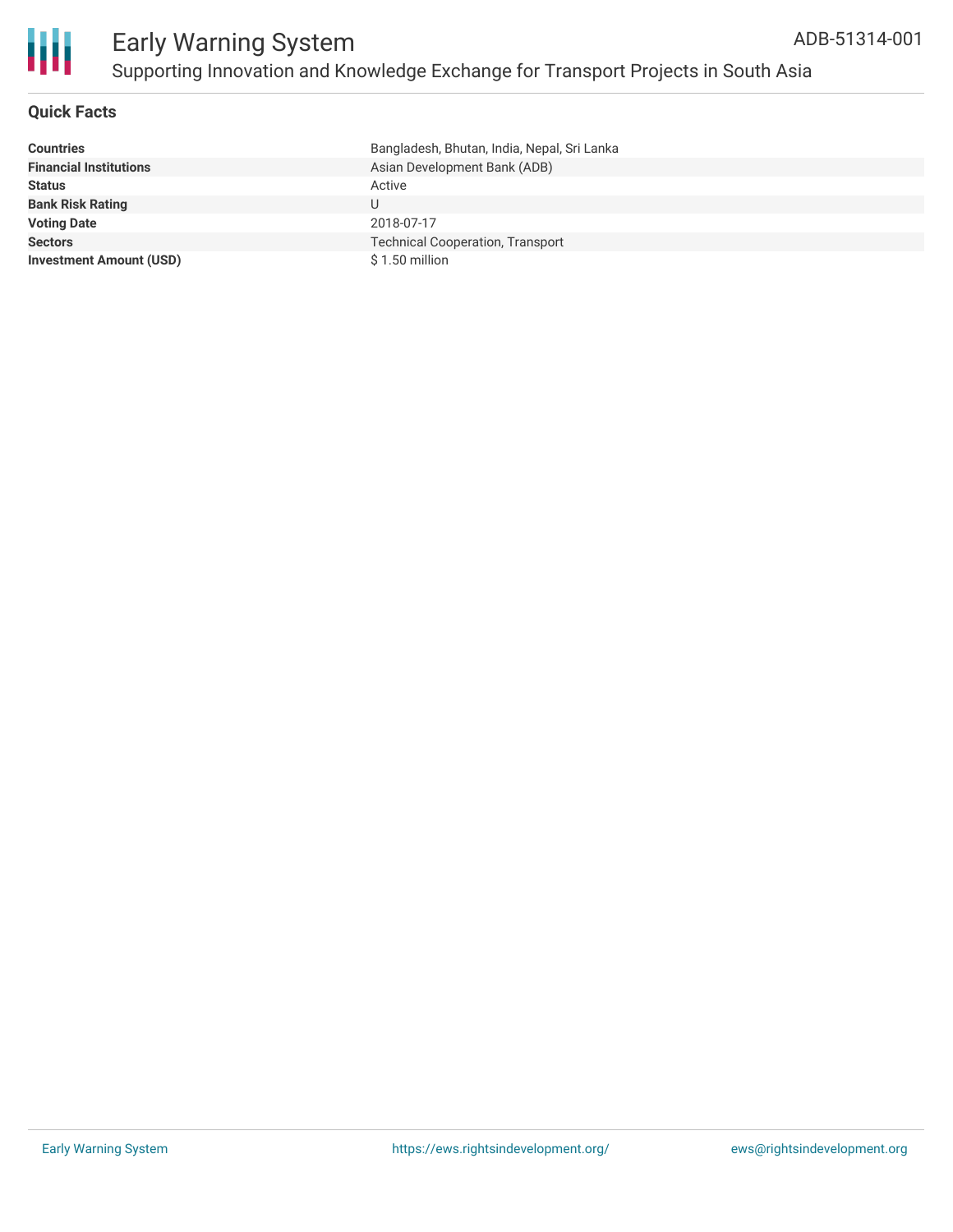# Early Warning System

ADB-51314-001

## Supporting Innovation and Knowledge Exchange for Transport Projects in South Asia

### Quick Facts

| | |
|---|---|
| **Countries** | Bangladesh, Bhutan, India, Nepal, Sri Lanka |
| **Financial Institutions** | Asian Development Bank (ADB) |
| **Status** | Active |
| **Bank Risk Rating** | U |
| **Voting Date** | 2018-07-17 |
| **Sectors** | Technical Cooperation, Transport |
| **Investment Amount (USD)** | $ 1.50 million |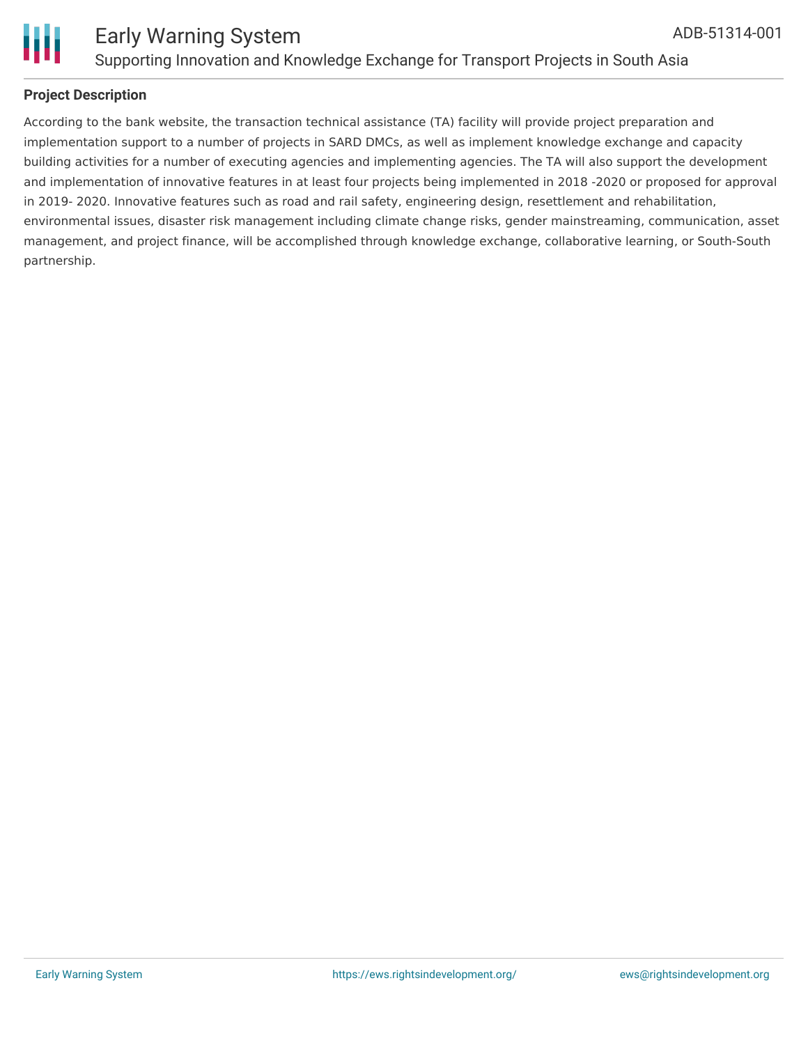## Project Description

According to the bank website, the transaction technical assistance (TA) facility will provide project preparation and implementation support to a number of projects in SARD DMCs, as well as implement knowledge exchange and capacity building activities for a number of executing agencies and implementing agencies. The TA will also support the development and implementation of innovative features in at least four projects being implemented in 2018 -2020 or proposed for approval in 2019- 2020. Innovative features such as road and rail safety, engineering design, resettlement and rehabilitation, environmental issues, disaster risk management including climate change risks, gender mainstreaming, communication, asset management, and project finance, will be accomplished through knowledge exchange, collaborative learning, or South-South partnership.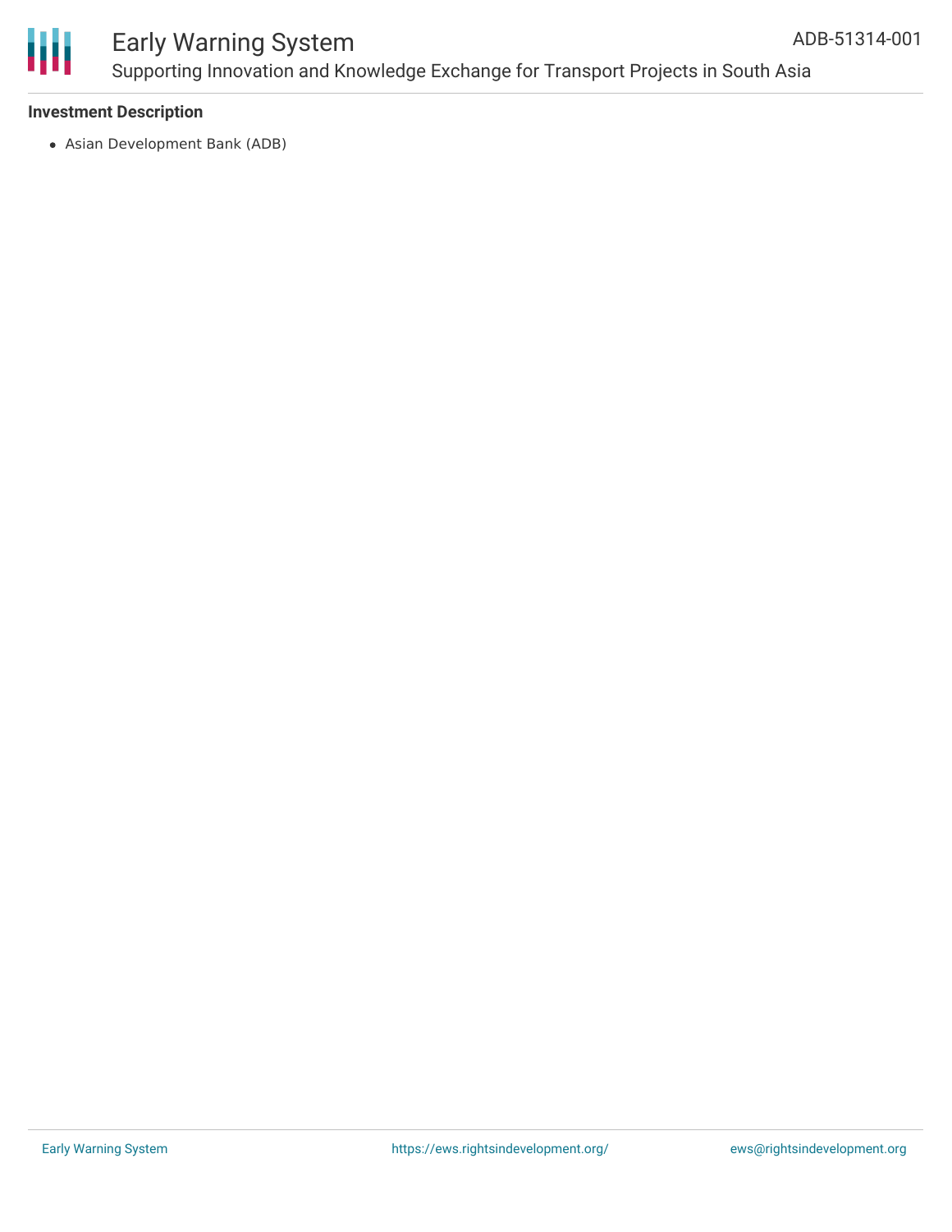**Investment Description**

- Asian Development Bank (ADB)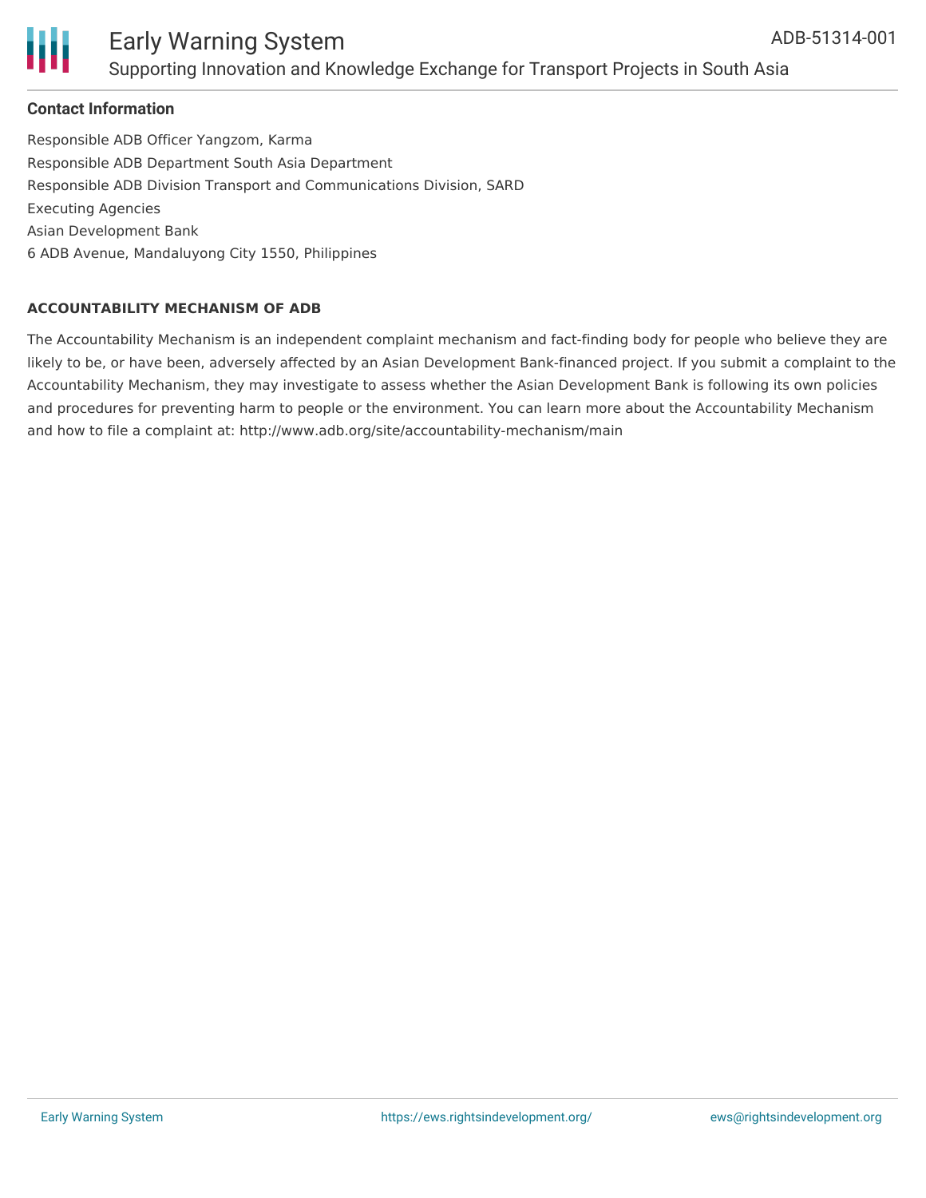## Contact Information

Responsible ADB Officer Yangzom, Karma
Responsible ADB Department South Asia Department
Responsible ADB Division Transport and Communications Division, SARD
Executing Agencies
Asian Development Bank
6 ADB Avenue, Mandaluyong City 1550, Philippines

### ACCOUNTABILITY MECHANISM OF ADB

The Accountability Mechanism is an independent complaint mechanism and fact-finding body for people who believe they are likely to be, or have been, adversely affected by an Asian Development Bank-financed project. If you submit a complaint to the Accountability Mechanism, they may investigate to assess whether the Asian Development Bank is following its own policies and procedures for preventing harm to people or the environment. You can learn more about the Accountability Mechanism and how to file a complaint at: http://www.adb.org/site/accountability-mechanism/main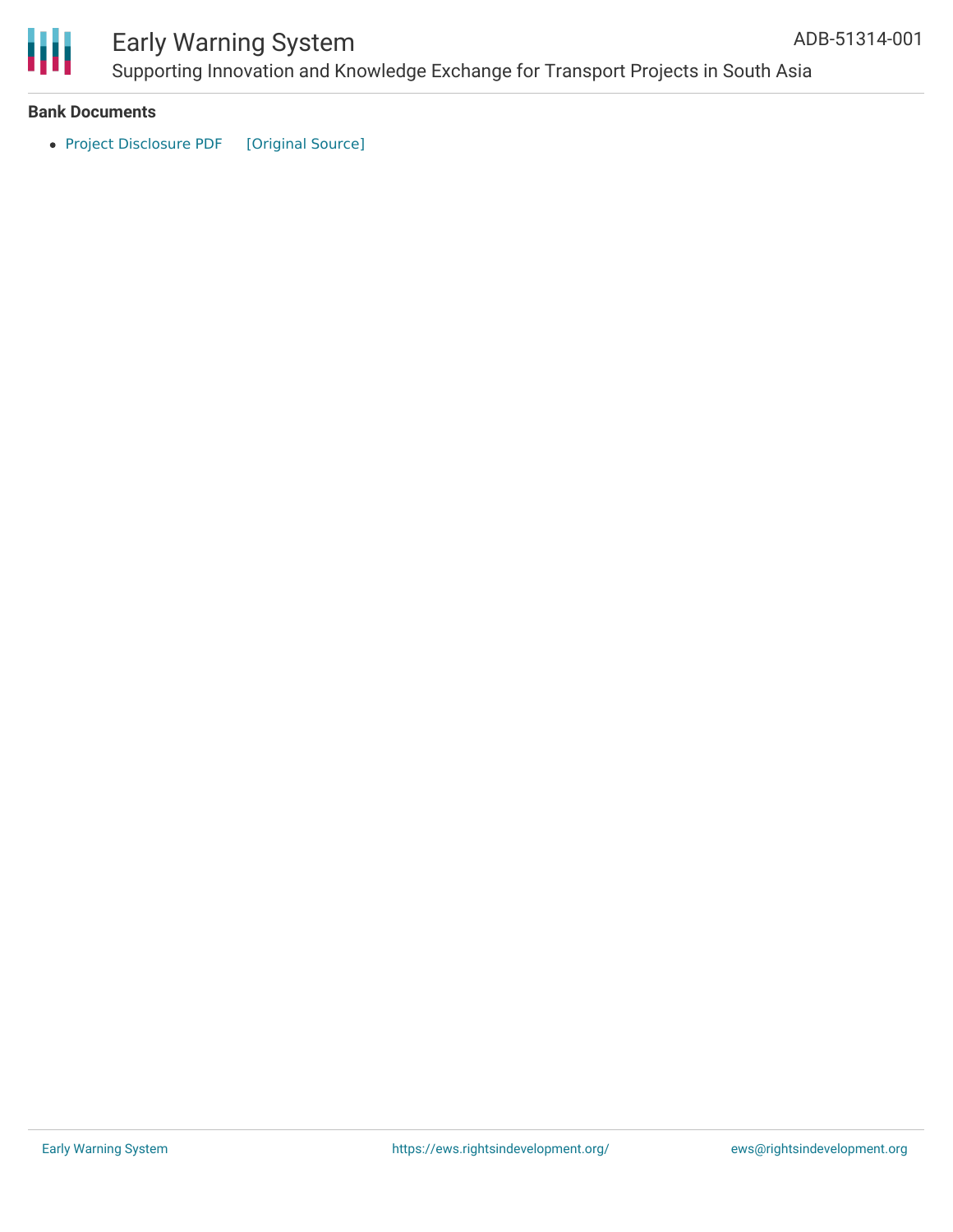## Bank Documents

- Project Disclosure PDF [Original Source]